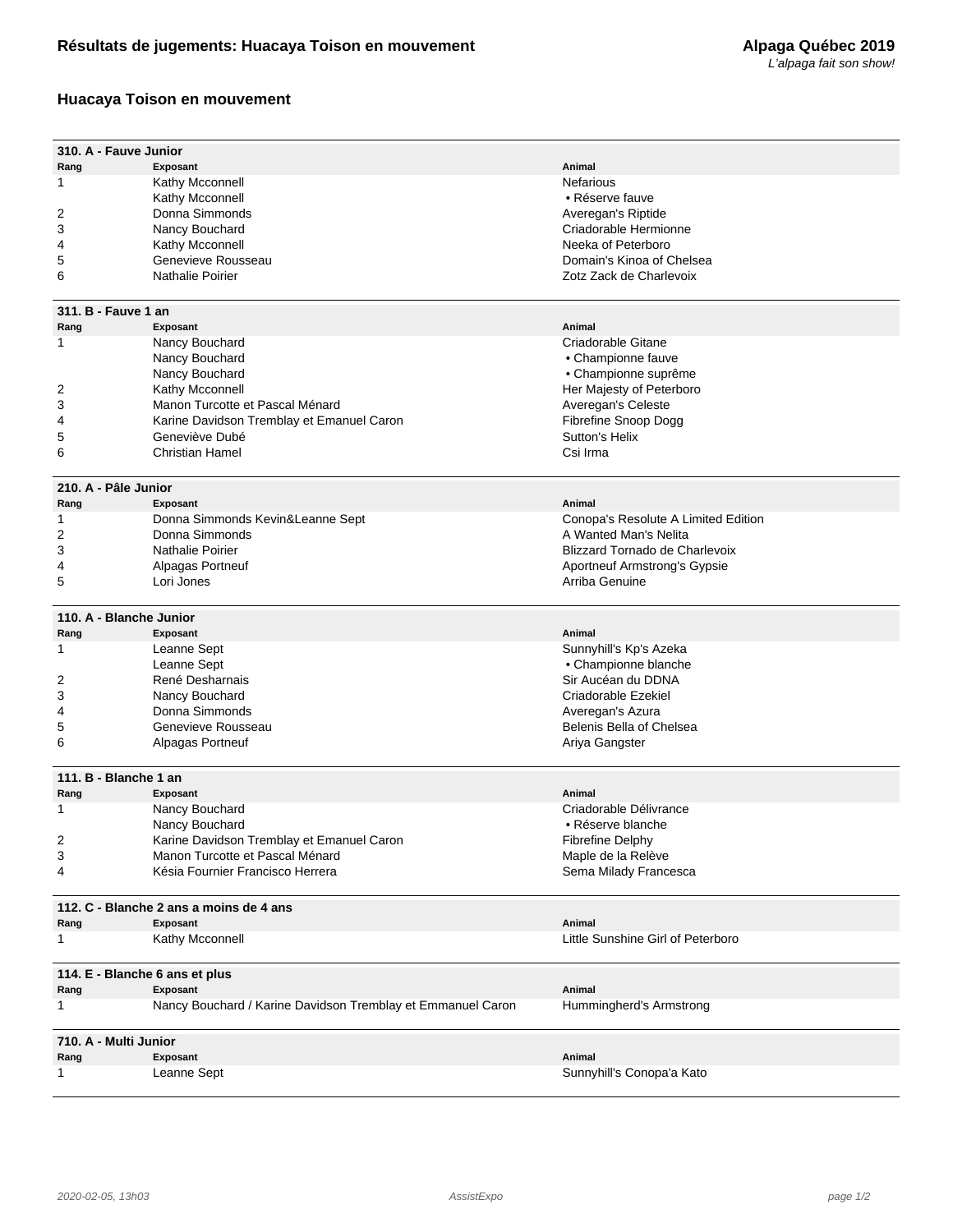## Résultats de jugements: Huacaya Toison en mouvement

**Alpaga Québec 2019**
*L'alpaga fait son show!*

### Huacaya Toison en mouvement

**310. A - Fauve Junior**

| Rang | Exposant | Animal |
|---|---|---|
| 1 | Kathy Mcconnell | Nefarious |
| | Kathy Mcconnell | • Réserve fauve |
| 2 | Donna Simmonds | Averegan's Riptide |
| 3 | Nancy Bouchard | Criadorable Hermionne |
| 4 | Kathy Mcconnell | Neeka of Peterboro |
| 5 | Genevieve Rousseau | Domain's Kinoa of Chelsea |
| 6 | Nathalie Poirier | Zotz Zack de Charlevoix |

**311. B - Fauve 1 an**

| Rang | Exposant | Animal |
|---|---|---|
| 1 | Nancy Bouchard | Criadorable Gitane |
| | Nancy Bouchard | • Championne fauve |
| | Nancy Bouchard | • Championne suprême |
| 2 | Kathy Mcconnell | Her Majesty of Peterboro |
| 3 | Manon Turcotte et Pascal Ménard | Averegan's Celeste |
| 4 | Karine Davidson Tremblay et Emanuel Caron | Fibrefine Snoop Dogg |
| 5 | Geneviève Dubé | Sutton's Helix |
| 6 | Christian Hamel | Csi Irma |

**210. A - Pâle Junior**

| Rang | Exposant | Animal |
|---|---|---|
| 1 | Donna Simmonds Kevin&Leanne Sept | Conopa's Resolute A Limited Edition |
| 2 | Donna Simmonds | A Wanted Man's Nelita |
| 3 | Nathalie Poirier | Blizzard Tornado de Charlevoix |
| 4 | Alpagas Portneuf | Aportneuf Armstrong's Gypsie |
| 5 | Lori Jones | Arriba Genuine |

**110. A - Blanche Junior**

| Rang | Exposant | Animal |
|---|---|---|
| 1 | Leanne Sept | Sunnyhill's Kp's Azeka |
| | Leanne Sept | • Championne blanche |
| 2 | René Desharnais | Sir Aucéan du DDNA |
| 3 | Nancy Bouchard | Criadorable Ezekiel |
| 4 | Donna Simmonds | Averegan's Azura |
| 5 | Genevieve Rousseau | Belenis Bella of Chelsea |
| 6 | Alpagas Portneuf | Ariya Gangster |

**111. B - Blanche 1 an**

| Rang | Exposant | Animal |
|---|---|---|
| 1 | Nancy Bouchard | Criadorable Délivrance |
| | Nancy Bouchard | • Réserve blanche |
| 2 | Karine Davidson Tremblay et Emanuel Caron | Fibrefine Delphy |
| 3 | Manon Turcotte et Pascal Ménard | Maple de la Relève |
| 4 | Késia Fournier Francisco Herrera | Sema Milady Francesca |

**112. C - Blanche 2 ans a moins de 4 ans**

| Rang | Exposant | Animal |
|---|---|---|
| 1 | Kathy Mcconnell | Little Sunshine Girl of Peterboro |

**114. E - Blanche 6 ans et plus**

| Rang | Exposant | Animal |
|---|---|---|
| 1 | Nancy Bouchard / Karine Davidson Tremblay et Emmanuel Caron | Hummingherd's Armstrong |

**710. A - Multi Junior**

| Rang | Exposant | Animal |
|---|---|---|
| 1 | Leanne Sept | Sunnyhill's Conopa'a Kato |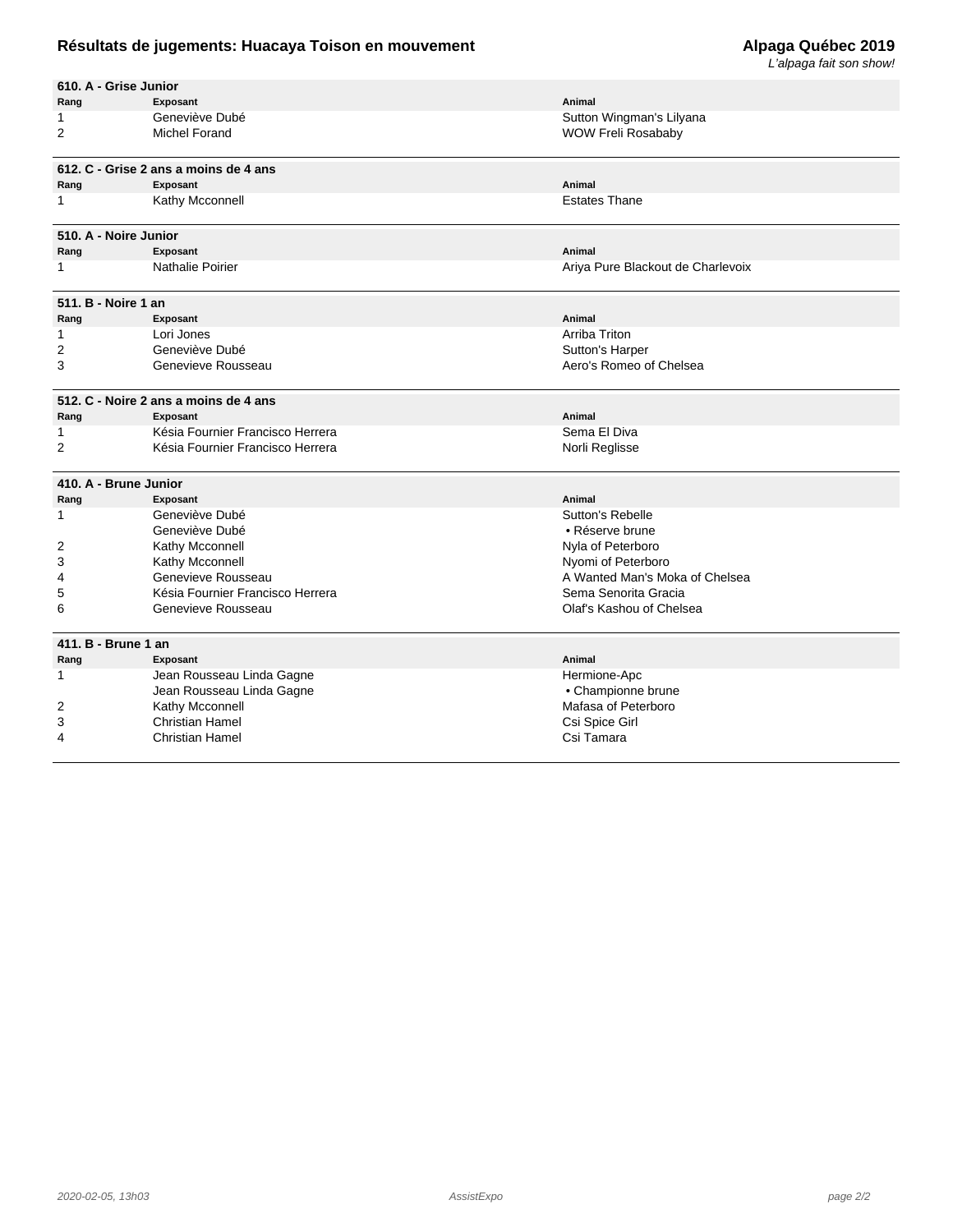## Résultats de jugements: Huacaya Toison en mouvement

**Alpaga Québec 2019**
*L'alpaga fait son show!*

### 610. A - Grise Junior

| Rang | Exposant | Animal |
|---|---|---|
| 1 | Geneviève Dubé | Sutton Wingman's Lilyana |
| 2 | Michel Forand | WOW Freli Rosababy |

### 612. C - Grise 2 ans a moins de 4 ans

| Rang | Exposant | Animal |
|---|---|---|
| 1 | Kathy Mcconnell | Estates Thane |

### 510. A - Noire Junior

| Rang | Exposant | Animal |
|---|---|---|
| 1 | Nathalie Poirier | Ariya Pure Blackout de Charlevoix |

### 511. B - Noire 1 an

| Rang | Exposant | Animal |
|---|---|---|
| 1 | Lori Jones | Arriba Triton |
| 2 | Geneviève Dubé | Sutton's Harper |
| 3 | Genevieve Rousseau | Aero's Romeo of Chelsea |

### 512. C - Noire 2 ans a moins de 4 ans

| Rang | Exposant | Animal |
|---|---|---|
| 1 | Késia Fournier Francisco Herrera | Sema El Diva |
| 2 | Késia Fournier Francisco Herrera | Norli Reglisse |

### 410. A - Brune Junior

| Rang | Exposant | Animal |
|---|---|---|
| 1 | Geneviève Dubé | Sutton's Rebelle |
| | Geneviève Dubé | • Réserve brune |
| 2 | Kathy Mcconnell | Nyla of Peterboro |
| 3 | Kathy Mcconnell | Nyomi of Peterboro |
| 4 | Genevieve Rousseau | A Wanted Man's Moka of Chelsea |
| 5 | Késia Fournier Francisco Herrera | Sema Senorita Gracia |
| 6 | Genevieve Rousseau | Olaf's Kashou of Chelsea |

### 411. B - Brune 1 an

| Rang | Exposant | Animal |
|---|---|---|
| 1 | Jean Rousseau Linda Gagne | Hermione-Apc |
| | Jean Rousseau Linda Gagne | • Championne brune |
| 2 | Kathy Mcconnell | Mafasa of Peterboro |
| 3 | Christian Hamel | Csi Spice Girl |
| 4 | Christian Hamel | Csi Tamara |